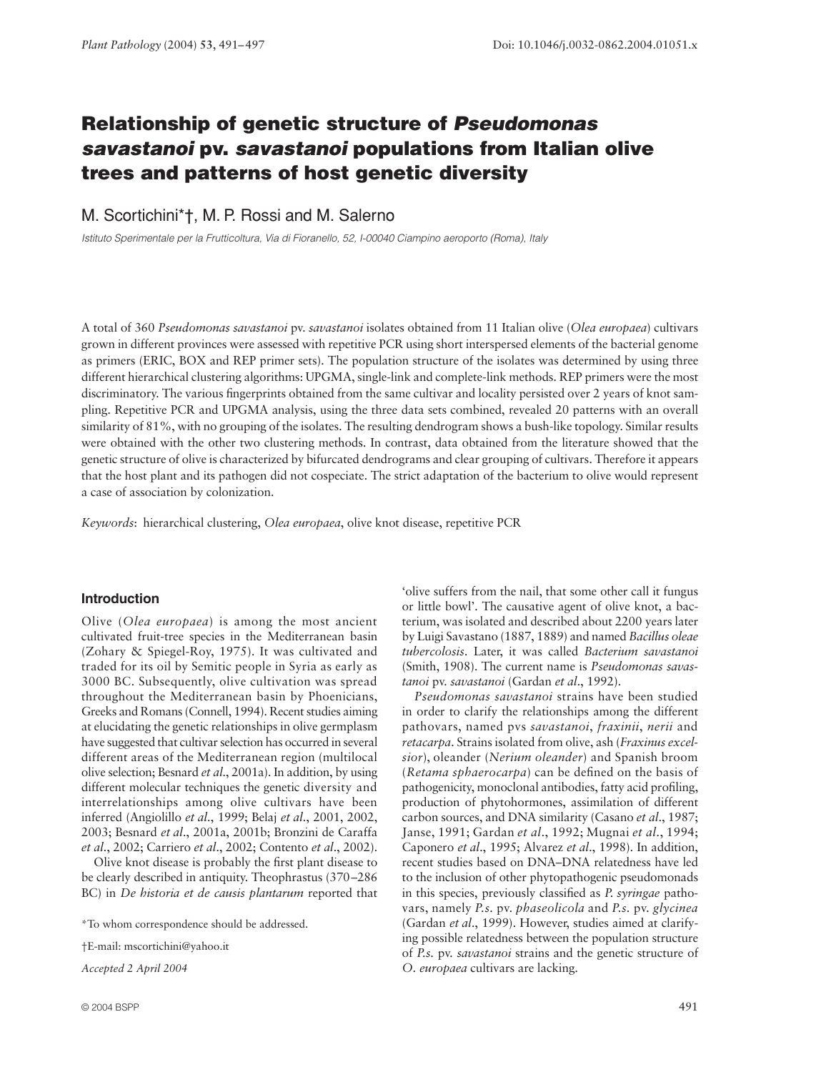# Relationship of genetic structure of *Pseudomonas savastanoi* pv. *savastanoi* populations from Italian olive trees and patterns of host genetic diversity

M. Scortichini*†, M. P. Rossi and M. Salerno

*Istituto Sperimentale per la Frutticoltura, Via di Fioranello, 52, I-00040 Ciampino aeroporto (Roma), Italy*

A total of 360 *Pseudomonas savastanoi* pv. *savastanoi* isolates obtained from 11 Italian olive (*Olea europaea*) cultivars grown in different provinces were assessed with repetitive PCR using short interspersed elements of the bacterial genome as primers (ERIC, BOX and REP primer sets). The population structure of the isolates was determined by using three different hierarchical clustering algorithms: UPGMA, single-link and complete-link methods. REP primers were the most discriminatory. The various fingerprints obtained from the same cultivar and locality persisted over 2 years of knot sampling. Repetitive PCR and UPGMA analysis, using the three data sets combined, revealed 20 patterns with an overall similarity of 81%, with no grouping of the isolates. The resulting dendrogram shows a bush-like topology. Similar results were obtained with the other two clustering methods. In contrast, data obtained from the literature showed that the genetic structure of olive is characterized by bifurcated dendrograms and clear grouping of cultivars. Therefore it appears that the host plant and its pathogen did not cospeciate. The strict adaptation of the bacterium to olive would represent a case of association by colonization.

*Keywords*: hierarchical clustering, *Olea europaea*, olive knot disease, repetitive PCR

## Introduction

Olive (*Olea europaea*) is among the most ancient cultivated fruit-tree species in the Mediterranean basin (Zohary & Spiegel-Roy, 1975). It was cultivated and traded for its oil by Semitic people in Syria as early as 3000 BC. Subsequently, olive cultivation was spread throughout the Mediterranean basin by Phoenicians, Greeks and Romans (Connell, 1994). Recent studies aiming at elucidating the genetic relationships in olive germplasm have suggested that cultivar selection has occurred in several different areas of the Mediterranean region (multilocal olive selection; Besnard *et al*., 2001a). In addition, by using different molecular techniques the genetic diversity and interrelationships among olive cultivars have been inferred (Angiolillo *et al*., 1999; Belaj *et al*., 2001, 2002, 2003; Besnard *et al*., 2001a, 2001b; Bronzini de Caraffa *et al*., 2002; Carriero *et al*., 2002; Contento *et al*., 2002).

Olive knot disease is probably the first plant disease to be clearly described in antiquity. Theophrastus (370–286 BC) in *De historia et de causis plantarum* reported that 'olive suffers from the nail, that some other call it fungus or little bowl'. The causative agent of olive knot, a bacterium, was isolated and described about 2200 years later by Luigi Savastano (1887, 1889) and named *Bacillus oleae tubercolosis*. Later, it was called *Bacterium savastanoi* (Smith, 1908). The current name is *Pseudomonas savastanoi* pv. *savastanoi* (Gardan *et al*., 1992).

*Pseudomonas savastanoi* strains have been studied in order to clarify the relationships among the different pathovars, named pvs *savastanoi*, *fraxinii*, *nerii* and *retacarpa*. Strains isolated from olive, ash (*Fraxinus excelsior*), oleander (*Nerium oleander*) and Spanish broom (*Retama sphaerocarpa*) can be defined on the basis of pathogenicity, monoclonal antibodies, fatty acid profiling, production of phytohormones, assimilation of different carbon sources, and DNA similarity (Casano *et al*., 1987; Janse, 1991; Gardan *et al*., 1992; Mugnai *et al*., 1994; Caponero *et al*., 1995; Alvarez *et al*., 1998). In addition, recent studies based on DNA–DNA relatedness have led to the inclusion of other phytopathogenic pseudomonads in this species, previously classified as *P. syringae* pathovars, namely *P.s.* pv. *phaseolicola* and *P.s.* pv. *glycinea* (Gardan *et al*., 1999). However, studies aimed at clarifying possible relatedness between the population structure of *P.s.* pv. *savastanoi* strains and the genetic structure of *O. europaea* cultivars are lacking.

*To whom correspondence should be addressed.

†E-mail: mscortichini@yahoo.it

*Accepted 2 April 2004*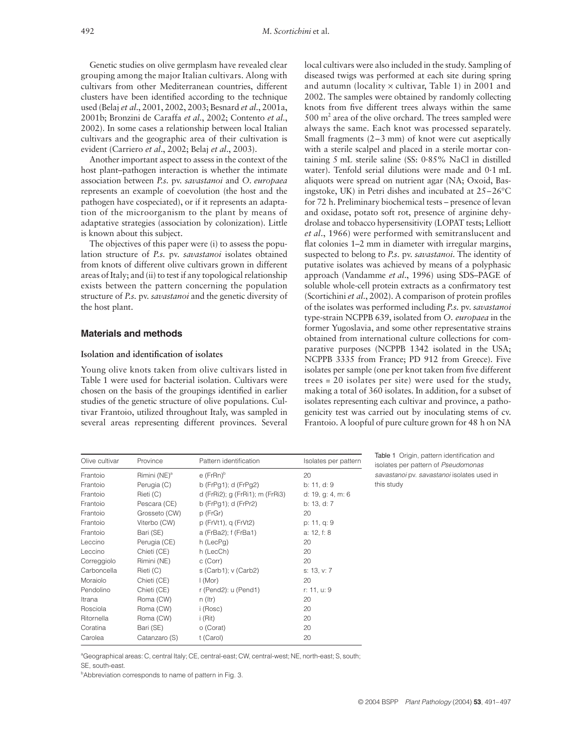Genetic studies on olive germplasm have revealed clear grouping among the major Italian cultivars. Along with cultivars from other Mediterranean countries, different clusters have been identified according to the technique used (Belaj *et al*., 2001, 2002, 2003; Besnard *et al*., 2001a, 2001b; Bronzini de Caraffa *et al*., 2002; Contento *et al*., 2002). In some cases a relationship between local Italian cultivars and the geographic area of their cultivation is evident (Carriero *et al*., 2002; Belaj *et al*., 2003).

Another important aspect to assess in the context of the host plant–pathogen interaction is whether the intimate association between *P.s.* pv. *savastanoi* and *O. europaea* represents an example of coevolution (the host and the pathogen have cospeciated), or if it represents an adaptation of the microorganism to the plant by means of adaptative strategies (association by colonization). Little is known about this subject.

The objectives of this paper were (i) to assess the population structure of *P.s.* pv. *savastanoi* isolates obtained from knots of different olive cultivars grown in different areas of Italy; and (ii) to test if any topological relationship exists between the pattern concerning the population structure of *P.s.* pv. *savastanoi* and the genetic diversity of the host plant.

## Materials and methods

### Isolation and identification of isolates

Young olive knots taken from olive cultivars listed in Table 1 were used for bacterial isolation. Cultivars were chosen on the basis of the groupings identified in earlier studies of the genetic structure of olive populations. Cultivar Frantoio, utilized throughout Italy, was sampled in several areas representing different provinces. Several local cultivars were also included in the study. Sampling of diseased twigs was performed at each site during spring and autumn (locality × cultivar, Table 1) in 2001 and 2002. The samples were obtained by randomly collecting knots from five different trees always within the same 500 $m^2$ area of the olive orchard. The trees sampled were always the same. Each knot was processed separately. Small fragments (2–3 mm) of knot were cut aseptically with a sterile scalpel and placed in a sterile mortar containing 5 mL sterile saline (SS: 0·85% NaCl in distilled water). Tenfold serial dilutions were made and 0·1 mL aliquots were spread on nutrient agar (NA; Oxoid, Basingstoke, UK) in Petri dishes and incubated at 25–26°C for 72 h. Preliminary biochemical tests – presence of levan and oxidase, potato soft rot, presence of arginine dehydrolase and tobacco hypersensitivity (LOPAT tests; Lelliott *et al*., 1966) were performed with semitranslucent and flat colonies 1–2 mm in diameter with irregular margins, suspected to belong to *P.s.* pv. *savastanoi*. The identity of putative isolates was achieved by means of a polyphasic approach (Vandamme *et al*., 1996) using SDS–PAGE of soluble whole-cell protein extracts as a confirmatory test (Scortichini *et al*., 2002). A comparison of protein profiles of the isolates was performed including *P.s.* pv. *savastanoi* type-strain NCPPB 639, isolated from *O. europaea* in the former Yugoslavia, and some other representative strains obtained from international culture collections for comparative purposes (NCPPB 1342 isolated in the USA; NCPPB 3335 from France; PD 912 from Greece). Five isolates per sample (one per knot taken from five different trees = 20 isolates per site) were used for the study, making a total of 360 isolates. In addition, for a subset of isolates representing each cultivar and province, a pathogenicity test was carried out by inoculating stems of cv. Frantoio. A loopful of pure culture grown for 48 h on NA

Table 1 Origin, pattern identification and isolates per pattern of *Pseudomonas savastanoi* pv. *savastanoi* isolates used in this study

| Olive cultivar | Province | Pattern identification | Isolates per pattern |
|---|---|---|---|
| Frantoio | Rimini (NE)[a] | e (FrRn)[b] | 20 |
| Frantoio | Perugia (C) | b (FrPg1); d (FrPg2) | b: 11, d: 9 |
| Frantoio | Rieti (C) | d (FrRi2); g (FrRi1); m (FrRi3) | d: 19, g: 4, m: 6 |
| Frantoio | Pescara (CE) | b (FrPg1); d (FrPr2) | b: 13, d: 7 |
| Frantoio | Grosseto (CW) | p (FrGr) | 20 |
| Frantoio | Viterbo (CW) | p (FrVt1), q (FrVt2) | p: 11, q: 9 |
| Frantoio | Bari (SE) | a (FrBa2); f (FrBa1) | a: 12, f: 8 |
| Leccino | Perugia (CE) | h (LecPg) | 20 |
| Leccino | Chieti (CE) | h (LecCh) | 20 |
| Correggiolo | Rimini (NE) | c (Corr) | 20 |
| Carboncella | Rieti (C) | s (Carb1); v (Carb2) | s: 13, v: 7 |
| Moraiolo | Chieti (CE) | l (Mor) | 20 |
| Pendolino | Chieti (CE) | r (Pend2): u (Pend1) | r: 11, u: 9 |
| Itrana | Roma (CW) | n (Itr) | 20 |
| Rosciola | Roma (CW) | i (Rosc) | 20 |
| Ritornella | Roma (CW) | i (Rit) | 20 |
| Coratina | Bari (SE) | o (Corat) | 20 |
| Carolea | Catanzaro (S) | t (Carol) | 20 |

[a]Geographical areas: C, central Italy; CE, central-east; CW, central-west; NE, north-east; S, south; SE, south-east.

[b]Abbreviation corresponds to name of pattern in Fig. 3.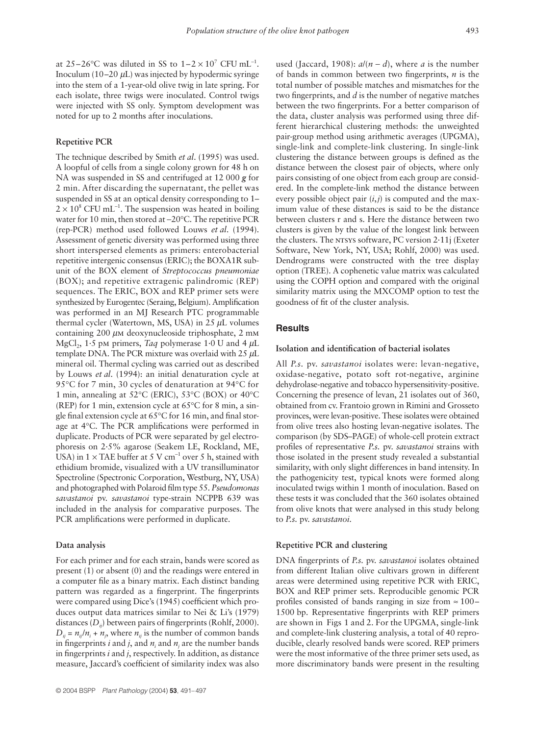at 25–26°C was diluted in SS to $1–2 \times 10^7$ CFU $mL^{-1}$. Inoculum (10–20 µL) was injected by hypodermic syringe into the stem of a 1-year-old olive twig in late spring. For each isolate, three twigs were inoculated. Control twigs were injected with SS only. Symptom development was noted for up to 2 months after inoculations.

### Repetitive PCR

The technique described by Smith *et al*. (1995) was used. A loopful of cells from a single colony grown for 48 h on NA was suspended in SS and centrifuged at 12 000 ***g*** for 2 min. After discarding the supernatant, the pellet was suspended in SS at an optical density corresponding to $1–2 \times 10^8$ CFU $mL^{-1}$. The suspension was heated in boiling water for 10 min, then stored at −20°C. The repetitive PCR (rep-PCR) method used followed Louws *et al*. (1994). Assessment of genetic diversity was performed using three short interspersed elements as primers: enterobacterial repetitive intergenic consensus (ERIC); the BOXA1R subunit of the BOX element of *Streptococcus pneumoniae* (BOX); and repetitive extragenic palindromic (REP) sequences. The ERIC, BOX and REP primer sets were synthesized by Eurogentec (Seraing, Belgium). Amplification was performed in an MJ Research PTC programmable thermal cycler (Watertown, MS, USA) in 25 µL volumes containing 200 µM deoxynucleoside triphosphate, 2 mM $MgCl_2$, 1·5 pM primers, *Taq* polymerase 1·0 U and 4 µL template DNA. The PCR mixture was overlaid with 25 µL mineral oil. Thermal cycling was carried out as described by Louws *et al*. (1994): an initial denaturation cycle at 95°C for 7 min, 30 cycles of denaturation at 94°C for 1 min, annealing at 52°C (ERIC), 53°C (BOX) or 40°C (REP) for 1 min, extension cycle at 65°C for 8 min, a single final extension cycle at 65°C for 16 min, and final storage at 4°C. The PCR amplifications were performed in duplicate. Products of PCR were separated by gel electrophoresis on 2·5% agarose (Seakem LE, Rockland, ME, USA) in 1 × TAE buffer at 5 V $cm^{-1}$ over 5 h, stained with ethidium bromide, visualized with a UV transilluminator Spectroline (Spectronic Corporation, Westburg, NY, USA) and photographed with Polaroid film type 55. *Pseudomonas savastanoi* pv. *savastanoi* type-strain NCPPB 639 was included in the analysis for comparative purposes. The PCR amplifications were performed in duplicate.

### Data analysis

For each primer and for each strain, bands were scored as present (1) or absent (0) and the readings were entered in a computer file as a binary matrix. Each distinct banding pattern was regarded as a fingerprint. The fingerprints were compared using Dice's (1945) coefficient which produces output data matrices similar to Nei & Li's (1979) distances ($D_{ij}$) between pairs of fingerprints (Rohlf, 2000). $D_{ij} = n_{ij}/n_i + n_j$, where $n_{ij}$ is the number of common bands in fingerprints *i* and *j*, and $n_i$ and $n_j$ are the number bands in fingerprints *i* and *j*, respectively. In addition, as distance measure, Jaccard's coefficient of similarity index was also used (Jaccard, 1908): $a/(n - d)$, where *a* is the number of bands in common between two fingerprints, *n* is the total number of possible matches and mismatches for the two fingerprints, and *d* is the number of negative matches between the two fingerprints. For a better comparison of the data, cluster analysis was performed using three different hierarchical clustering methods: the unweighted pair-group method using arithmetic averages (UPGMA), single-link and complete-link clustering. In single-link clustering the distance between groups is defined as the distance between the closest pair of objects, where only pairs consisting of one object from each group are considered. In the complete-link method the distance between every possible object pair $(i, j)$ is computed and the maximum value of these distances is said to be the distance between clusters r and s. Here the distance between two clusters is given by the value of the longest link between the clusters. The NTSYS software, PC version 2·11j (Exeter Software, New York, NY, USA; Rohlf, 2000) was used. Dendrograms were constructed with the tree display option (TREE). A cophenetic value matrix was calculated using the COPH option and compared with the original similarity matrix using the MXCOMP option to test the goodness of fit of the cluster analysis.

## Results

### Isolation and identification of bacterial isolates

All *P.s.* pv. *savastanoi* isolates were: levan-negative, oxidase-negative, potato soft rot-negative, arginine dehydrolase-negative and tobacco hypersensitivity-positive. Concerning the presence of levan, 21 isolates out of 360, obtained from cv. Frantoio grown in Rimini and Grosseto provinces, were levan-positive. These isolates were obtained from olive trees also hosting levan-negative isolates. The comparison (by SDS–PAGE) of whole-cell protein extract profiles of representative *P.s.* pv. *savastanoi* strains with those isolated in the present study revealed a substantial similarity, with only slight differences in band intensity. In the pathogenicity test, typical knots were formed along inoculated twigs within 1 month of inoculation. Based on these tests it was concluded that the 360 isolates obtained from olive knots that were analysed in this study belong to *P.s.* pv. *savastanoi*.

### Repetitive PCR and clustering

DNA fingerprints of *P.s.* pv. *savastanoi* isolates obtained from different Italian olive cultivars grown in different areas were determined using repetitive PCR with ERIC, BOX and REP primer sets. Reproducible genomic PCR profiles consisted of bands ranging in size from ≈ 100–1500 bp. Representative fingerprints with REP primers are shown in Figs 1 and 2. For the UPGMA, single-link and complete-link clustering analysis, a total of 40 reproducible, clearly resolved bands were scored. REP primers were the most informative of the three primer sets used, as more discriminatory bands were present in the resulting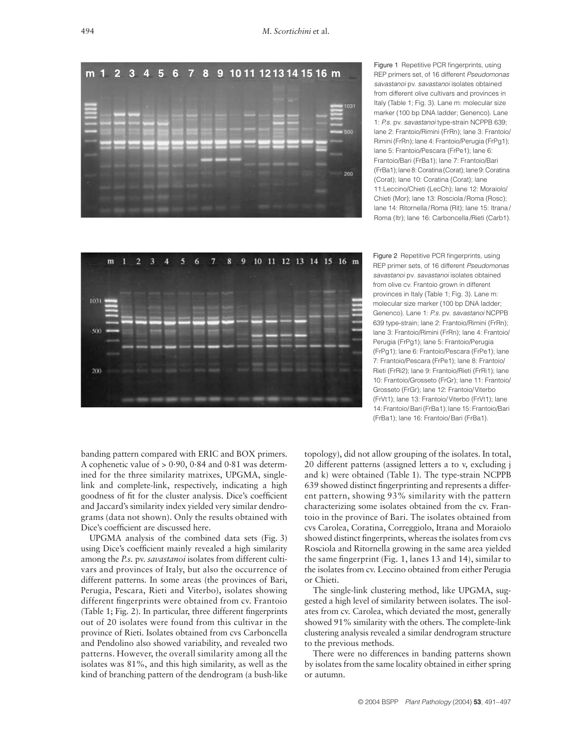Figure 1 Repetitive PCR fingerprints, using REP primers set, of 16 different *Pseudomonas savastanoi* pv. *savastanoi* isolates obtained from different olive cultivars and provinces in Italy (Table 1; Fig. 3). Lane m: molecular size marker (100 bp DNA ladder; Genenco). Lane 1: *P.s.* pv. *savastanoi* type-strain NCPPB 639; lane 2: Frantoio/Rimini (FrRn); lane 3: Frantoio/Rimini (FrRn); lane 4: Frantoio/Perugia (FrPg1); lane 5: Frantoio/Pescara (FrPe1); lane 6: Frantoio/Bari (FrBa1); lane 7: Frantoio/Bari (FrBa1); lane 8: Coratina (Corat); lane 9: Coratina (Corat); lane 10: Coratina (Corat); lane 11:Leccino/Chieti (LecCh); lane 12: Moraiolo/Chieti (Mor); lane 13: Rosciola/Roma (Rosc); lane 14: Ritornella/Roma (Rit); lane 15: Itrana/Roma (Itr); lane 16: Carboncella/Rieti (Carb1).

Figure 2 Repetitive PCR fingerprints, using REP primer sets, of 16 different *Pseudomonas savastanoi* pv. *savastanoi* isolates obtained from olive cv. Frantoio grown in different provinces in Italy (Table 1; Fig. 3). Lane m: molecular size marker (100 bp DNA ladder; Genenco). Lane 1: *P.s.* pv. *savastanoi* NCPPB 639 type-strain; lane 2: Frantoio/Rimini (FrRn); lane 3: Frantoio/Rimini (FrRn); lane 4: Frantoio/Perugia (FrPg1); lane 5: Frantoio/Perugia (FrPg1); lane 6: Frantoio/Pescara (FrPe1); lane 7: Frantoio/Pescara (FrPe1); lane 8: Frantoio/Rieti (FrRi2); lane 9: Frantoio/Rieti (FrRi1); lane 10: Frantoio/Grosseto (FrGr); lane 11: Frantoio/Grosseto (FrGr); lane 12: Frantoio/Viterbo (FrVt1); lane 13: Frantoio/Viterbo (FrVt1); lane 14: Frantoio/Bari (FrBa1); lane 15: Frantoio/Bari (FrBa1); lane 16: Frantoio/Bari (FrBa1).

banding pattern compared with ERIC and BOX primers. A cophenetic value of > 0·90, 0·84 and 0·81 was determined for the three similarity matrixes, UPGMA, single-link and complete-link, respectively, indicating a high goodness of fit for the cluster analysis. Dice's coefficient and Jaccard's similarity index yielded very similar dendrograms (data not shown). Only the results obtained with Dice's coefficient are discussed here.

UPGMA analysis of the combined data sets (Fig. 3) using Dice's coefficient mainly revealed a high similarity among the *P.s.* pv. *savastanoi* isolates from different cultivars and provinces of Italy, but also the occurrence of different patterns. In some areas (the provinces of Bari, Perugia, Pescara, Rieti and Viterbo), isolates showing different fingerprints were obtained from cv. Frantoio (Table 1; Fig. 2). In particular, three different fingerprints out of 20 isolates were found from this cultivar in the province of Rieti. Isolates obtained from cvs Carboncella and Pendolino also showed variability, and revealed two patterns. However, the overall similarity among all the isolates was 81%, and this high similarity, as well as the kind of branching pattern of the dendrogram (a bush-like topology), did not allow grouping of the isolates. In total, 20 different patterns (assigned letters a to v, excluding j and k) were obtained (Table 1). The type-strain NCPPB 639 showed distinct fingerprinting and represents a different pattern, showing 93% similarity with the pattern characterizing some isolates obtained from the cv. Frantoio in the province of Bari. The isolates obtained from cvs Carolea, Coratina, Correggiolo, Itrana and Moraiolo showed distinct fingerprints, whereas the isolates from cvs Rosciola and Ritornella growing in the same area yielded the same fingerprint (Fig. 1, lanes 13 and 14), similar to the isolates from cv. Leccino obtained from either Perugia or Chieti.

The single-link clustering method, like UPGMA, suggested a high level of similarity between isolates. The isolates from cv. Carolea, which deviated the most, generally showed 91% similarity with the others. The complete-link clustering analysis revealed a similar dendrogram structure to the previous methods.

There were no differences in banding patterns shown by isolates from the same locality obtained in either spring or autumn.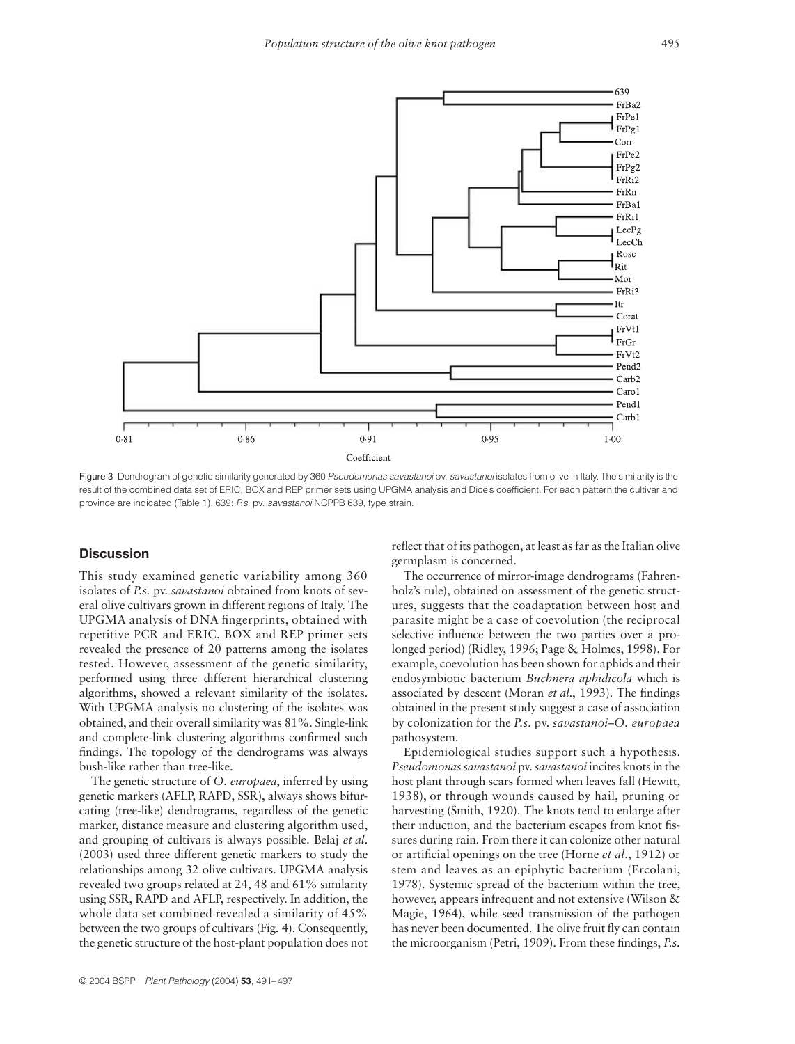Figure 3 Dendrogram of genetic similarity generated by 360 *Pseudomonas savastanoi* pv. *savastanoi* isolates from olive in Italy. The similarity is the result of the combined data set of ERIC, BOX and REP primer sets using UPGMA analysis and Dice's coefficient. For each pattern the cultivar and province are indicated (Table 1). 639: *P.s.* pv. *savastanoi* NCPPB 639, type strain.

## Discussion

This study examined genetic variability among 360 isolates of *P.s.* pv. *savastanoi* obtained from knots of several olive cultivars grown in different regions of Italy. The UPGMA analysis of DNA fingerprints, obtained with repetitive PCR and ERIC, BOX and REP primer sets revealed the presence of 20 patterns among the isolates tested. However, assessment of the genetic similarity, performed using three different hierarchical clustering algorithms, showed a relevant similarity of the isolates. With UPGMA analysis no clustering of the isolates was obtained, and their overall similarity was 81%. Single-link and complete-link clustering algorithms confirmed such findings. The topology of the dendrograms was always bush-like rather than tree-like.

The genetic structure of *O. europaea*, inferred by using genetic markers (AFLP, RAPD, SSR), always shows bifurcating (tree-like) dendrograms, regardless of the genetic marker, distance measure and clustering algorithm used, and grouping of cultivars is always possible. Belaj *et al.* (2003) used three different genetic markers to study the relationships among 32 olive cultivars. UPGMA analysis revealed two groups related at 24, 48 and 61% similarity using SSR, RAPD and AFLP, respectively. In addition, the whole data set combined revealed a similarity of 45% between the two groups of cultivars (Fig. 4). Consequently, the genetic structure of the host-plant population does not reflect that of its pathogen, at least as far as the Italian olive germplasm is concerned.

The occurrence of mirror-image dendrograms (Fahrenholz's rule), obtained on assessment of the genetic structures, suggests that the coadaptation between host and parasite might be a case of coevolution (the reciprocal selective influence between the two parties over a prolonged period) (Ridley, 1996; Page & Holmes, 1998). For example, coevolution has been shown for aphids and their endosymbiotic bacterium *Buchnera aphidicola* which is associated by descent (Moran *et al.*, 1993). The findings obtained in the present study suggest a case of association by colonization for the *P.s.* pv. *savastanoi*–*O. europaea* pathosystem.

Epidemiological studies support such a hypothesis. *Pseudomonas savastanoi* pv. *savastanoi* incites knots in the host plant through scars formed when leaves fall (Hewitt, 1938), or through wounds caused by hail, pruning or harvesting (Smith, 1920). The knots tend to enlarge after their induction, and the bacterium escapes from knot fissures during rain. From there it can colonize other natural or artificial openings on the tree (Horne *et al.*, 1912) or stem and leaves as an epiphytic bacterium (Ercolani, 1978). Systemic spread of the bacterium within the tree, however, appears infrequent and not extensive (Wilson & Magie, 1964), while seed transmission of the pathogen has never been documented. The olive fruit fly can contain the microorganism (Petri, 1909). From these findings, *P.s.*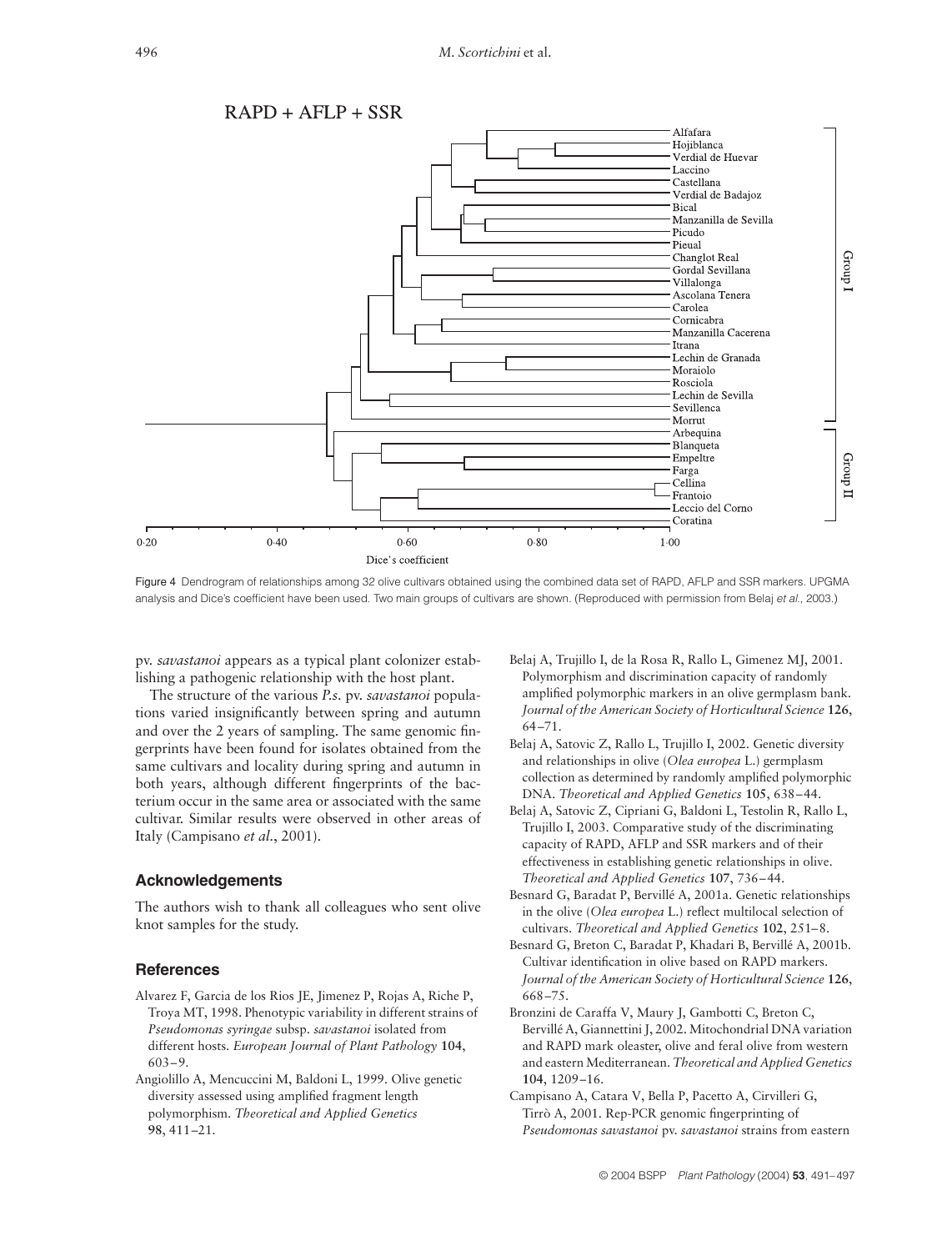RAPD + AFLP + SSR

Figure 4 Dendrogram of relationships among 32 olive cultivars obtained using the combined data set of RAPD, AFLP and SSR markers. UPGMA analysis and Dice's coefficient have been used. Two main groups of cultivars are shown. (Reproduced with permission from Belaj *et al*., 2003.)

pv. *savastanoi* appears as a typical plant colonizer establishing a pathogenic relationship with the host plant.

The structure of the various *P.s.* pv. *savastanoi* populations varied insignificantly between spring and autumn and over the 2 years of sampling. The same genomic fingerprints have been found for isolates obtained from the same cultivars and locality during spring and autumn in both years, although different fingerprints of the bacterium occur in the same area or associated with the same cultivar. Similar results were observed in other areas of Italy (Campisano *et al*., 2001).

## Acknowledgements

The authors wish to thank all colleagues who sent olive knot samples for the study.

## References

Alvarez F, Garcia de los Rios JE, Jimenez P, Rojas A, Riche P, Troya MT, 1998. Phenotypic variability in different strains of *Pseudomonas syringae* subsp. *savastanoi* isolated from different hosts. *European Journal of Plant Pathology* **104**, 603–9.

Angiolillo A, Mencuccini M, Baldoni L, 1999. Olive genetic diversity assessed using amplified fragment length polymorphism. *Theoretical and Applied Genetics* **98**, 411–21.

Belaj A, Trujillo I, de la Rosa R, Rallo L, Gimenez MJ, 2001. Polymorphism and discrimination capacity of randomly amplified polymorphic markers in an olive germplasm bank. *Journal of the American Society of Horticultural Science* **126**, 64–71.

Belaj A, Satovic Z, Rallo L, Trujillo I, 2002. Genetic diversity and relationships in olive (*Olea europea* L.) germplasm collection as determined by randomly amplified polymorphic DNA. *Theoretical and Applied Genetics* **105**, 638–44.

Belaj A, Satovic Z, Cipriani G, Baldoni L, Testolin R, Rallo L, Trujillo I, 2003. Comparative study of the discriminating capacity of RAPD, AFLP and SSR markers and of their effectiveness in establishing genetic relationships in olive. *Theoretical and Applied Genetics* **107**, 736–44.

Besnard G, Baradat P, Bervillé A, 2001a. Genetic relationships in the olive (*Olea europea* L.) reflect multilocal selection of cultivars. *Theoretical and Applied Genetics* **102**, 251–8.

Besnard G, Breton C, Baradat P, Khadari B, Bervillé A, 2001b. Cultivar identification in olive based on RAPD markers. *Journal of the American Society of Horticultural Science* **126**, 668–75.

Bronzini de Caraffa V, Maury J, Gambotti C, Breton C, Bervillé A, Giannettini J, 2002. Mitochondrial DNA variation and RAPD mark oleaster, olive and feral olive from western and eastern Mediterranean. *Theoretical and Applied Genetics* **104**, 1209–16.

Campisano A, Catara V, Bella P, Pacetto A, Cirvilleri G, Tirrò A, 2001. Rep-PCR genomic fingerprinting of *Pseudomonas savastanoi* pv. *savastanoi* strains from eastern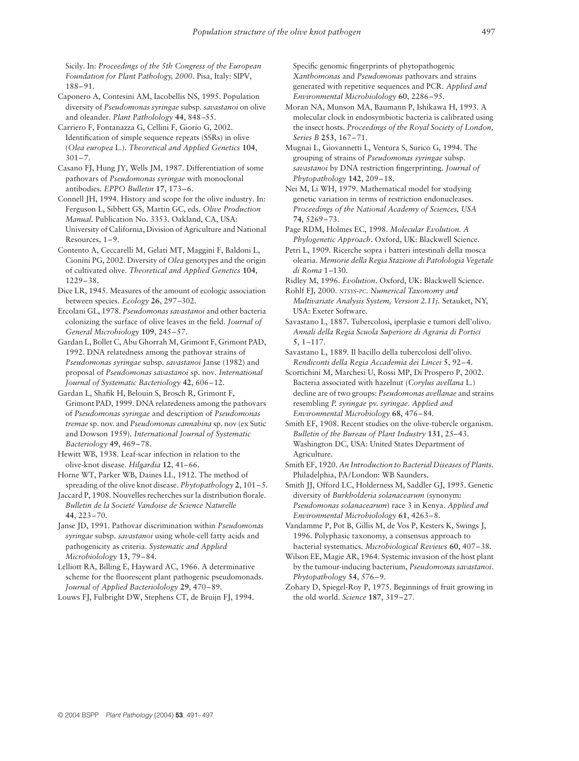Sicily. In: *Proceedings of the 5th Congress of the European Foundation for Plant Pathology, 2000*. Pisa, Italy: SIPV, 188–91.

Caponero A, Contesini AM, Iacobellis NS, 1995. Population diversity of *Pseudomonas syringae* subsp. *savastanoi* on olive and oleander. *Plant Patholology* **44**, 848–55.

Carriero F, Fontanazza G, Cellini F, Giorio G, 2002. Identification of simple sequence repeats (SSRs) in olive (*Olea europea* L.). *Theoretical and Applied Genetics* **104**, 301–7.

Casano FJ, Hung JY, Wells JM, 1987. Differentiation of some pathovars of *Pseudomonas syringae* with monoclonal antibodies. *EPPO Bulletin* **17**, 173–6.

Connell JH, 1994. History and scope for the olive industry. In: Ferguson L, Sibbett GS, Martin GC, eds. *Olive Production Manual*. Publication No. 3353. Oakland, CA, USA: University of California, Division of Agriculture and National Resources, 1–9.

Contento A, Ceccarelli M, Gelati MT, Maggini F, Baldoni L, Cionini PG, 2002. Diversity of *Olea* genotypes and the origin of cultivated olive. *Theoretical and Applied Genetics* **104**, 1229–38.

Dice LR, 1945. Measures of the amount of ecologic association between species. *Ecology* **26**, 297–302.

Ercolani GL, 1978. *Pseudomonas savastanoi* and other bacteria colonizing the surface of olive leaves in the field. *Journal of General Microbiology* **109**, 245–57.

Gardan L, Bollet C, Abu Ghorrah M, Grimont F, Grimont PAD, 1992. DNA relatedness among the pathovar strains of *Pseudomonas syringae* subsp. *savastanoi* Janse (1982) and proposal of *Pseudomonas savastanoi* sp. nov. *International Journal of Systematic Bacteriology* **42**, 606–12.

Gardan L, Shafik H, Belouin S, Brosch R, Grimont F, Grimont PAD, 1999. DNA relatedeness among the pathovars of *Pseudomonas syringae* and description of *Pseudomonas tremae* sp. nov. and *Pseudomonas cannabina* sp. nov (ex Sutic and Dowson 1959). *International Journal of Systematic Bacteriology* **49**, 469–78.

Hewitt WB, 1938. Leaf-scar infection in relation to the olive-knot disease. *Hilgardia* **12**, 41–66.

Horne WT, Parker WB, Daines LL, 1912. The method of spreading of the olive knot disease. *Phytopathology* **2**, 101–5.

Jaccard P, 1908. Nouvelles recherches sur la distribution florale. *Bulletin de la Societé Vandoise de Science Naturelle* **44**, 223–70.

Janse JD, 1991. Pathovar discrimination within *Pseudomonas syringae* subsp. *savastanoi* using whole-cell fatty acids and pathogenicity as criteria. *Systematic and Applied Microbiolology* **13**, 79–84.

Lelliott RA, Billing E, Hayward AC, 1966. A determinative scheme for the fluorescent plant pathogenic pseudomonads. *Journal of Applied Bacteriolology* **29**, 470–89.

Louws FJ, Fulbright DW, Stephens CT, de Bruijn FJ, 1994. Specific genomic fingerprints of phytopathogenic *Xanthomonas* and *Pseudomonas* pathovars and strains generated with repetitive sequences and PCR. *Applied and Environmental Microbiolology* **60**, 2286–95.

Moran NA, Munson MA, Baumann P, Ishikawa H, 1993. A molecular clock in endosymbiotic bacteria is calibrated using the insect hosts. *Proceedings of the Royal Society of London, Series B* **253**, 167–71.

Mugnai L, Giovannetti L, Ventura S, Surico G, 1994. The grouping of strains of *Pseudomonas syringae* subsp. *savastanoi* by DNA restriction fingerprinting. *Journal of Phytopathology* **142**, 209–18.

Nei M, Li WH, 1979. Mathematical model for studying genetic variation in terms of restriction endonucleases. *Proceedings of the National Academy of Sciences, USA* **74**, 5269–73.

Page RDM, Holmes EC, 1998. *Molecular Evolution. A Phylogenetic Approach*. Oxford, UK: Blackwell Science.

Petri L, 1909. Ricerche sopra i batteri intestinali della mosca olearia. *Memorie della Regia Stazione di Patolologia Vegetale di Roma* 1–130.

Ridley M, 1996. *Evolution*. Oxford, UK: Blackwell Science.

Rohlf FJ, 2000. *NTSYS-PC. Numerical Taxonomy and Multivariate Analysis System, Version 2.11j.* Setauket, NY, USA: Exeter Software.

Savastano L, 1887. Tubercolosi, iperplasie e tumori dell'olivo. *Annali della Regia Scuola Superiore di Agraria di Portici* **5**, 1–117.

Savastano L, 1889. Il bacillo della tubercolosi dell'olivo. *Rendiconti della Regia Accademia dei Lincei* **5**, 92–4.

Scortichini M, Marchesi U, Rossi MP, Di Prospero P, 2002. Bacteria associated with hazelnut (*Corylus avellana* L.) decline are of two groups: *Pseudomonas avellanae* and strains resembling *P. syringae* pv. *syringae*. *Applied and Environmental Microbiology* **68**, 476–84.

Smith EF, 1908. Recent studies on the olive-tubercle organism. *Bulletin of the Bureau of Plant Industry* **131**, 25–43. Washington DC, USA: United States Department of Agriculture.

Smith EF, 1920. *An Introduction to Bacterial Diseases of Plants*. Philadelphia, PA/London: WB Saunders.

Smith JJ, Offord LC, Holderness M, Saddler GJ, 1995. Genetic diversity of *Burkholderia solanacearum* (synonym: *Pseudomonas solanacearum*) race 3 in Kenya. *Applied and Environmental Microbiolology* **61**, 4263–8.

Vandamme P, Pot B, Gillis M, de Vos P, Kesters K, Swings J, 1996. Polyphasic taxonomy, a consensus approach to bacterial systematics. *Microbiological Reviews* **60**, 407–38.

Wilson EE, Magie AR, 1964. Systemic invasion of the host plant by the tumour-inducing bacterium, *Pseudomonas savastanoi*. *Phytopathology* **54**, 576–9.

Zohary D, Spiegel-Roy P, 1975. Beginnings of fruit growing in the old world. *Science* **187**, 319–27.